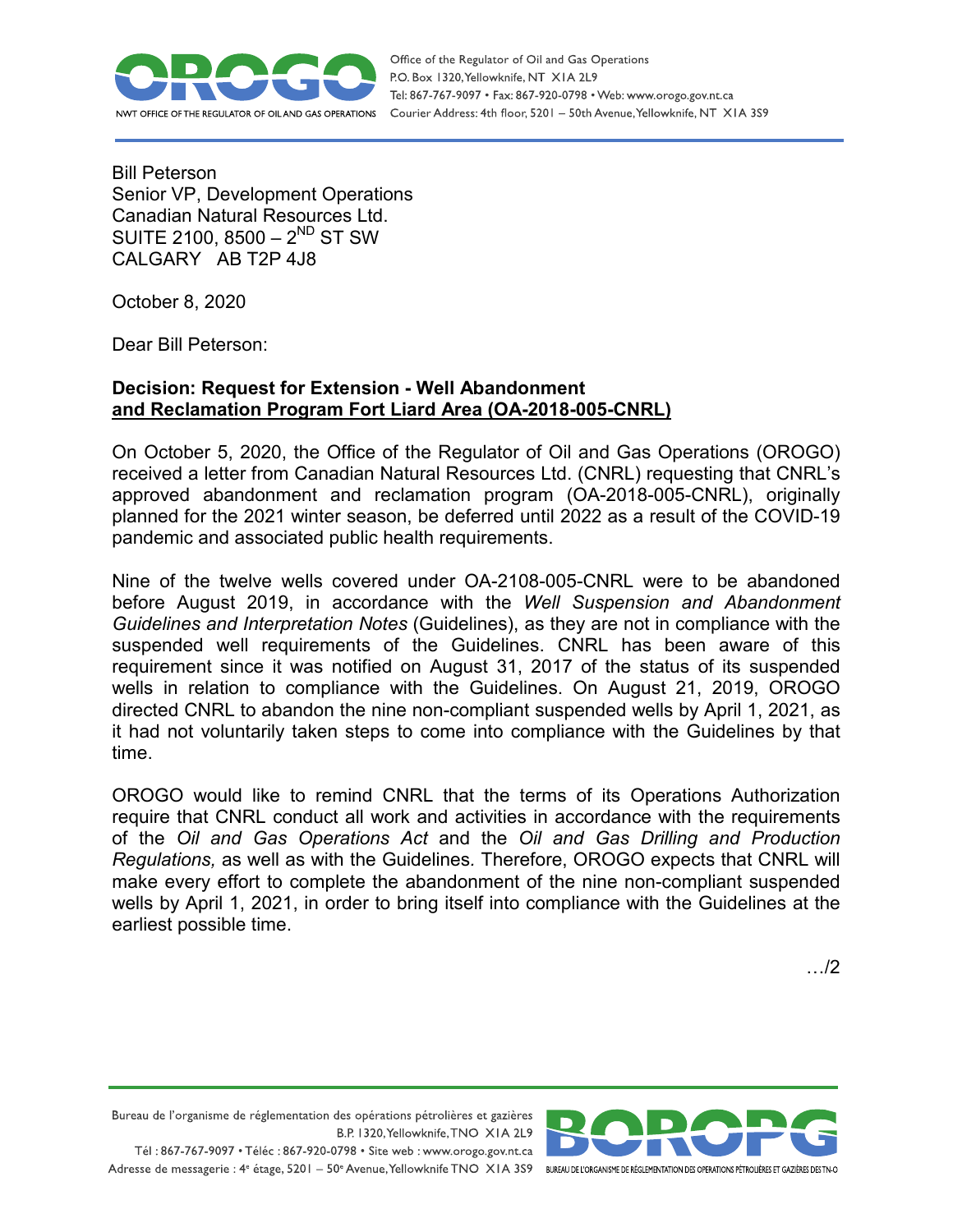Bill Peterson
Senior VP, Development Operations
Canadian Natural Resources Ltd.
SUITE 2100, 8500 – 2[ND] ST SW
CALGARY AB T2P 4J8

October 8, 2020

Dear Bill Peterson:

**Decision: Request for Extension - Well Abandonment**
**<u>and Reclamation Program Fort Liard Area (OA-2018-005-CNRL)</u>**

On October 5, 2020, the Office of the Regulator of Oil and Gas Operations (OROGO) received a letter from Canadian Natural Resources Ltd. (CNRL) requesting that CNRL's approved abandonment and reclamation program (OA-2018-005-CNRL), originally planned for the 2021 winter season, be deferred until 2022 as a result of the COVID-19 pandemic and associated public health requirements.

Nine of the twelve wells covered under OA-2108-005-CNRL were to be abandoned before August 2019, in accordance with the *Well Suspension and Abandonment Guidelines and Interpretation Notes* (Guidelines), as they are not in compliance with the suspended well requirements of the Guidelines. CNRL has been aware of this requirement since it was notified on August 31, 2017 of the status of its suspended wells in relation to compliance with the Guidelines. On August 21, 2019, OROGO directed CNRL to abandon the nine non-compliant suspended wells by April 1, 2021, as it had not voluntarily taken steps to come into compliance with the Guidelines by that time.

OROGO would like to remind CNRL that the terms of its Operations Authorization require that CNRL conduct all work and activities in accordance with the requirements of the *Oil and Gas Operations Act* and the *Oil and Gas Drilling and Production Regulations,* as well as with the Guidelines. Therefore, OROGO expects that CNRL will make every effort to complete the abandonment of the nine non-compliant suspended wells by April 1, 2021, in order to bring itself into compliance with the Guidelines at the earliest possible time.

…/2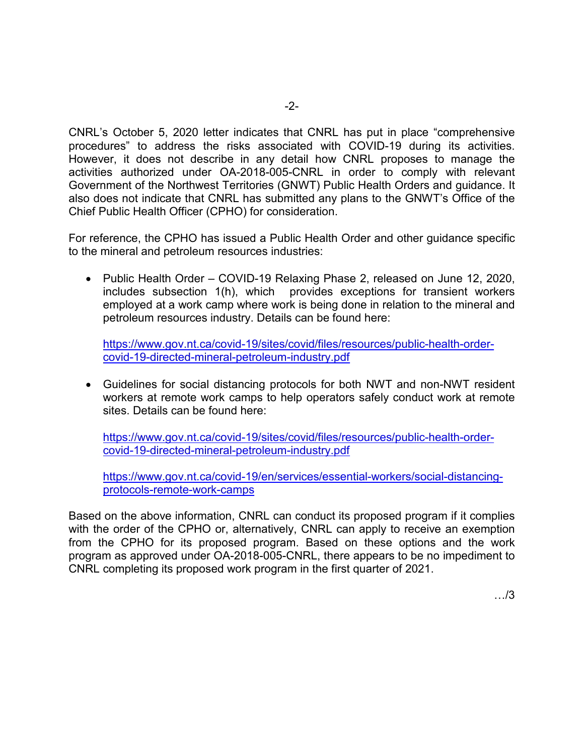CNRL's October 5, 2020 letter indicates that CNRL has put in place "comprehensive procedures" to address the risks associated with COVID-19 during its activities. However, it does not describe in any detail how CNRL proposes to manage the activities authorized under OA-2018-005-CNRL in order to comply with relevant Government of the Northwest Territories (GNWT) Public Health Orders and guidance. It also does not indicate that CNRL has submitted any plans to the GNWT's Office of the Chief Public Health Officer (CPHO) for consideration.

For reference, the CPHO has issued a Public Health Order and other guidance specific to the mineral and petroleum resources industries:

- Public Health Order – COVID-19 Relaxing Phase 2, released on June 12, 2020, includes subsection 1(h), which provides exceptions for transient workers employed at a work camp where work is being done in relation to the mineral and petroleum resources industry. Details can be found here:

  https://www.gov.nt.ca/covid-19/sites/covid/files/resources/public-health-order-covid-19-directed-mineral-petroleum-industry.pdf

- Guidelines for social distancing protocols for both NWT and non-NWT resident workers at remote work camps to help operators safely conduct work at remote sites. Details can be found here:

  https://www.gov.nt.ca/covid-19/sites/covid/files/resources/public-health-order-covid-19-directed-mineral-petroleum-industry.pdf

  https://www.gov.nt.ca/covid-19/en/services/essential-workers/social-distancing-protocols-remote-work-camps

Based on the above information, CNRL can conduct its proposed program if it complies with the order of the CPHO or, alternatively, CNRL can apply to receive an exemption from the CPHO for its proposed program. Based on these options and the work program as approved under OA-2018-005-CNRL, there appears to be no impediment to CNRL completing its proposed work program in the first quarter of 2021.

…/3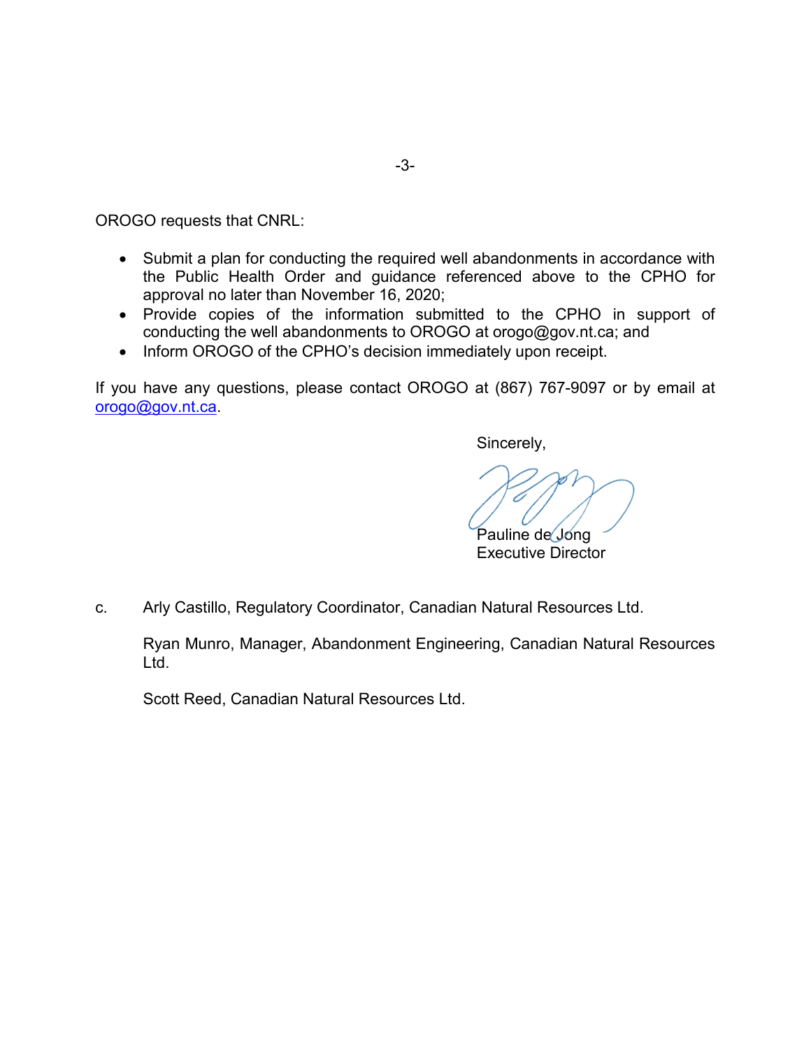OROGO requests that CNRL:

- Submit a plan for conducting the required well abandonments in accordance with the Public Health Order and guidance referenced above to the CPHO for approval no later than November 16, 2020;
- Provide copies of the information submitted to the CPHO in support of conducting the well abandonments to OROGO at orogo@gov.nt.ca; and
- Inform OROGO of the CPHO's decision immediately upon receipt.

If you have any questions, please contact OROGO at (867) 767-9097 or by email at orogo@gov.nt.ca.

Sincerely,

Pauline de Jong
Executive Director

c. Arly Castillo, Regulatory Coordinator, Canadian Natural Resources Ltd.

Ryan Munro, Manager, Abandonment Engineering, Canadian Natural Resources Ltd.

Scott Reed, Canadian Natural Resources Ltd.